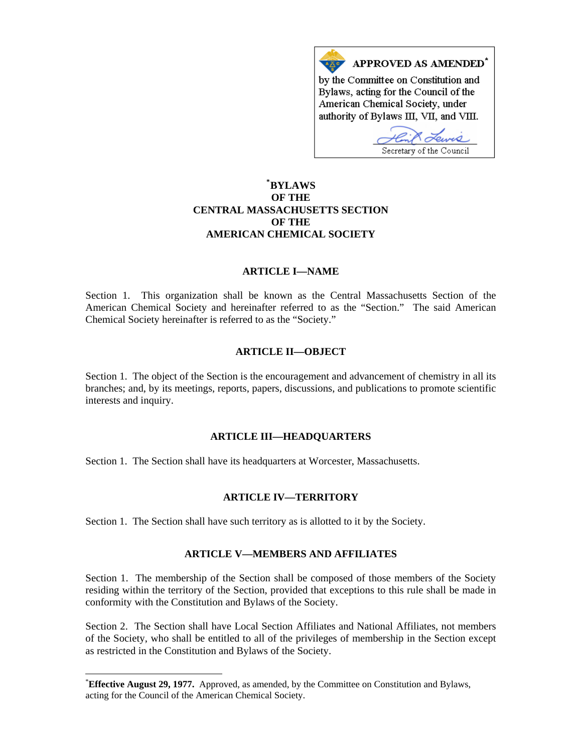**APPROVED AS AMENDED***

by the Committee on Constitution and Bylaws, acting for the Council of the American Chemical Society, under authority of Bylaws III, VII, and VIII.

Secretary of the Council

# *BYLAWS OF THE CENTRAL MASSACHUSETTS SECTION OF THE AMERICAN CHEMICAL SOCIETY

## ARTICLE I—NAME

Section 1. This organization shall be known as the Central Massachusetts Section of the American Chemical Society and hereinafter referred to as the "Section." The said American Chemical Society hereinafter is referred to as the "Society."

## ARTICLE II—OBJECT

Section 1. The object of the Section is the encouragement and advancement of chemistry in all its branches; and, by its meetings, reports, papers, discussions, and publications to promote scientific interests and inquiry.

## ARTICLE III—HEADQUARTERS

Section 1. The Section shall have its headquarters at Worcester, Massachusetts.

## ARTICLE IV—TERRITORY

Section 1. The Section shall have such territory as is allotted to it by the Society.

## ARTICLE V—MEMBERS AND AFFILIATES

Section 1. The membership of the Section shall be composed of those members of the Society residing within the territory of the Section, provided that exceptions to this rule shall be made in conformity with the Constitution and Bylaws of the Society.

Section 2. The Section shall have Local Section Affiliates and National Affiliates, not members of the Society, who shall be entitled to all of the privileges of membership in the Section except as restricted in the Constitution and Bylaws of the Society.

---

***Effective August 29, 1977.** Approved, as amended, by the Committee on Constitution and Bylaws, acting for the Council of the American Chemical Society.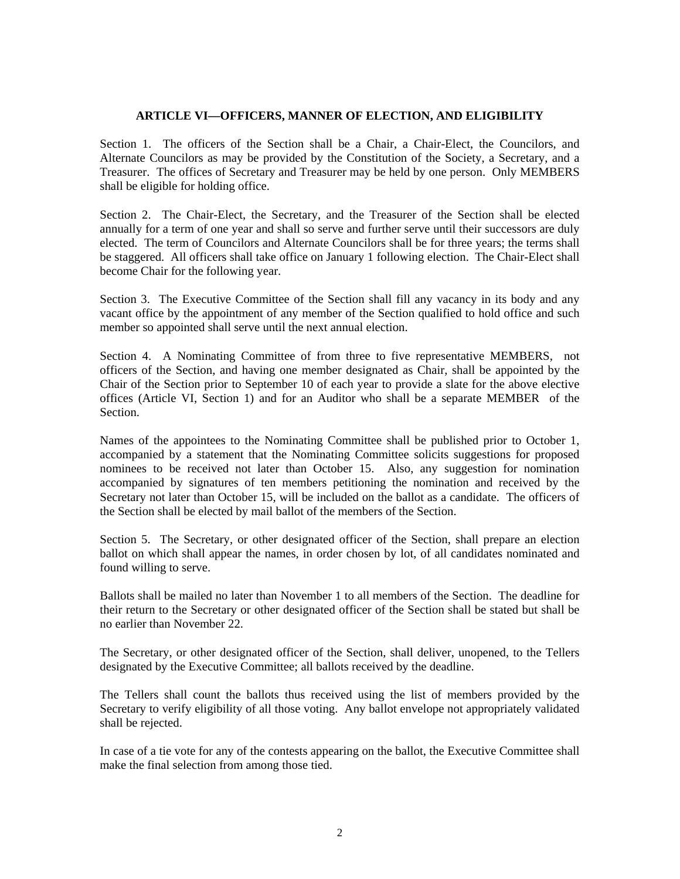## ARTICLE VI—OFFICERS, MANNER OF ELECTION, AND ELIGIBILITY

Section 1. The officers of the Section shall be a Chair, a Chair-Elect, the Councilors, and Alternate Councilors as may be provided by the Constitution of the Society, a Secretary, and a Treasurer. The offices of Secretary and Treasurer may be held by one person. Only MEMBERS shall be eligible for holding office.

Section 2. The Chair-Elect, the Secretary, and the Treasurer of the Section shall be elected annually for a term of one year and shall so serve and further serve until their successors are duly elected. The term of Councilors and Alternate Councilors shall be for three years; the terms shall be staggered. All officers shall take office on January 1 following election. The Chair-Elect shall become Chair for the following year.

Section 3. The Executive Committee of the Section shall fill any vacancy in its body and any vacant office by the appointment of any member of the Section qualified to hold office and such member so appointed shall serve until the next annual election.

Section 4. A Nominating Committee of from three to five representative MEMBERS, not officers of the Section, and having one member designated as Chair, shall be appointed by the Chair of the Section prior to September 10 of each year to provide a slate for the above elective offices (Article VI, Section 1) and for an Auditor who shall be a separate MEMBER of the Section.

Names of the appointees to the Nominating Committee shall be published prior to October 1, accompanied by a statement that the Nominating Committee solicits suggestions for proposed nominees to be received not later than October 15. Also, any suggestion for nomination accompanied by signatures of ten members petitioning the nomination and received by the Secretary not later than October 15, will be included on the ballot as a candidate. The officers of the Section shall be elected by mail ballot of the members of the Section.

Section 5. The Secretary, or other designated officer of the Section, shall prepare an election ballot on which shall appear the names, in order chosen by lot, of all candidates nominated and found willing to serve.

Ballots shall be mailed no later than November 1 to all members of the Section. The deadline for their return to the Secretary or other designated officer of the Section shall be stated but shall be no earlier than November 22.

The Secretary, or other designated officer of the Section, shall deliver, unopened, to the Tellers designated by the Executive Committee; all ballots received by the deadline.

The Tellers shall count the ballots thus received using the list of members provided by the Secretary to verify eligibility of all those voting. Any ballot envelope not appropriately validated shall be rejected.

In case of a tie vote for any of the contests appearing on the ballot, the Executive Committee shall make the final selection from among those tied.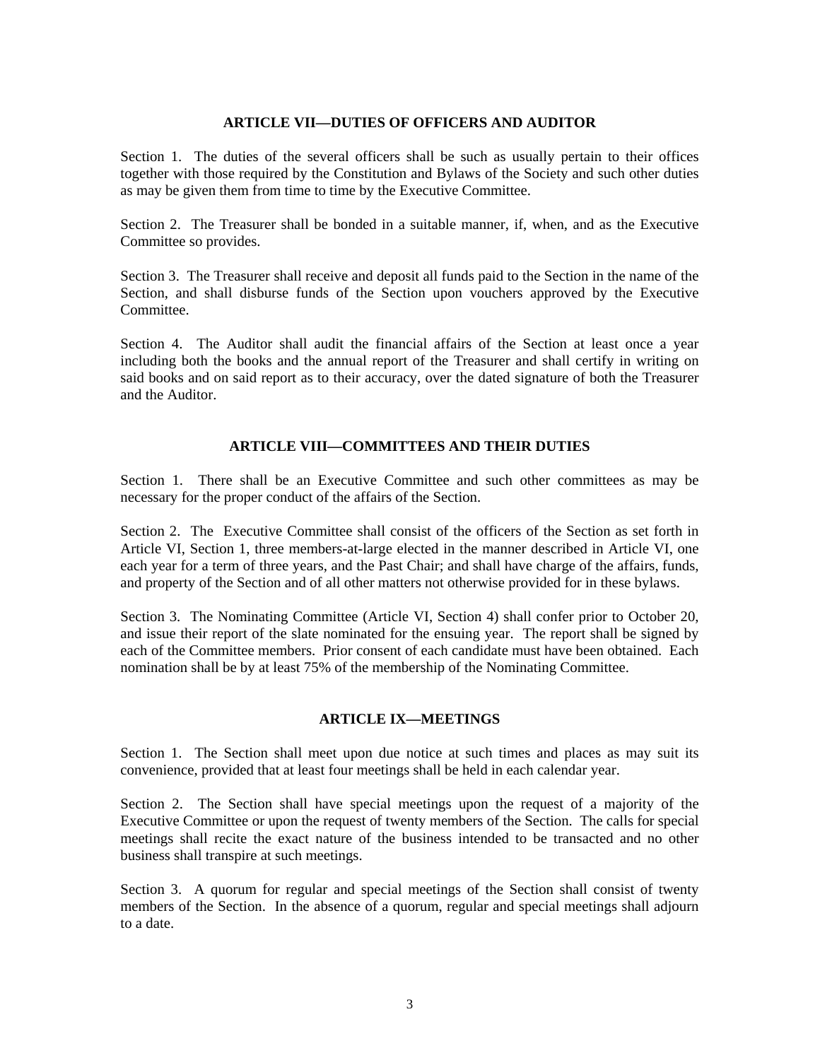## ARTICLE VII—DUTIES OF OFFICERS AND AUDITOR

Section 1. The duties of the several officers shall be such as usually pertain to their offices together with those required by the Constitution and Bylaws of the Society and such other duties as may be given them from time to time by the Executive Committee.

Section 2. The Treasurer shall be bonded in a suitable manner, if, when, and as the Executive Committee so provides.

Section 3. The Treasurer shall receive and deposit all funds paid to the Section in the name of the Section, and shall disburse funds of the Section upon vouchers approved by the Executive Committee.

Section 4. The Auditor shall audit the financial affairs of the Section at least once a year including both the books and the annual report of the Treasurer and shall certify in writing on said books and on said report as to their accuracy, over the dated signature of both the Treasurer and the Auditor.

## ARTICLE VIII—COMMITTEES AND THEIR DUTIES

Section 1. There shall be an Executive Committee and such other committees as may be necessary for the proper conduct of the affairs of the Section.

Section 2. The Executive Committee shall consist of the officers of the Section as set forth in Article VI, Section 1, three members-at-large elected in the manner described in Article VI, one each year for a term of three years, and the Past Chair; and shall have charge of the affairs, funds, and property of the Section and of all other matters not otherwise provided for in these bylaws.

Section 3. The Nominating Committee (Article VI, Section 4) shall confer prior to October 20, and issue their report of the slate nominated for the ensuing year. The report shall be signed by each of the Committee members. Prior consent of each candidate must have been obtained. Each nomination shall be by at least 75% of the membership of the Nominating Committee.

## ARTICLE IX—MEETINGS

Section 1. The Section shall meet upon due notice at such times and places as may suit its convenience, provided that at least four meetings shall be held in each calendar year.

Section 2. The Section shall have special meetings upon the request of a majority of the Executive Committee or upon the request of twenty members of the Section. The calls for special meetings shall recite the exact nature of the business intended to be transacted and no other business shall transpire at such meetings.

Section 3. A quorum for regular and special meetings of the Section shall consist of twenty members of the Section. In the absence of a quorum, regular and special meetings shall adjourn to a date.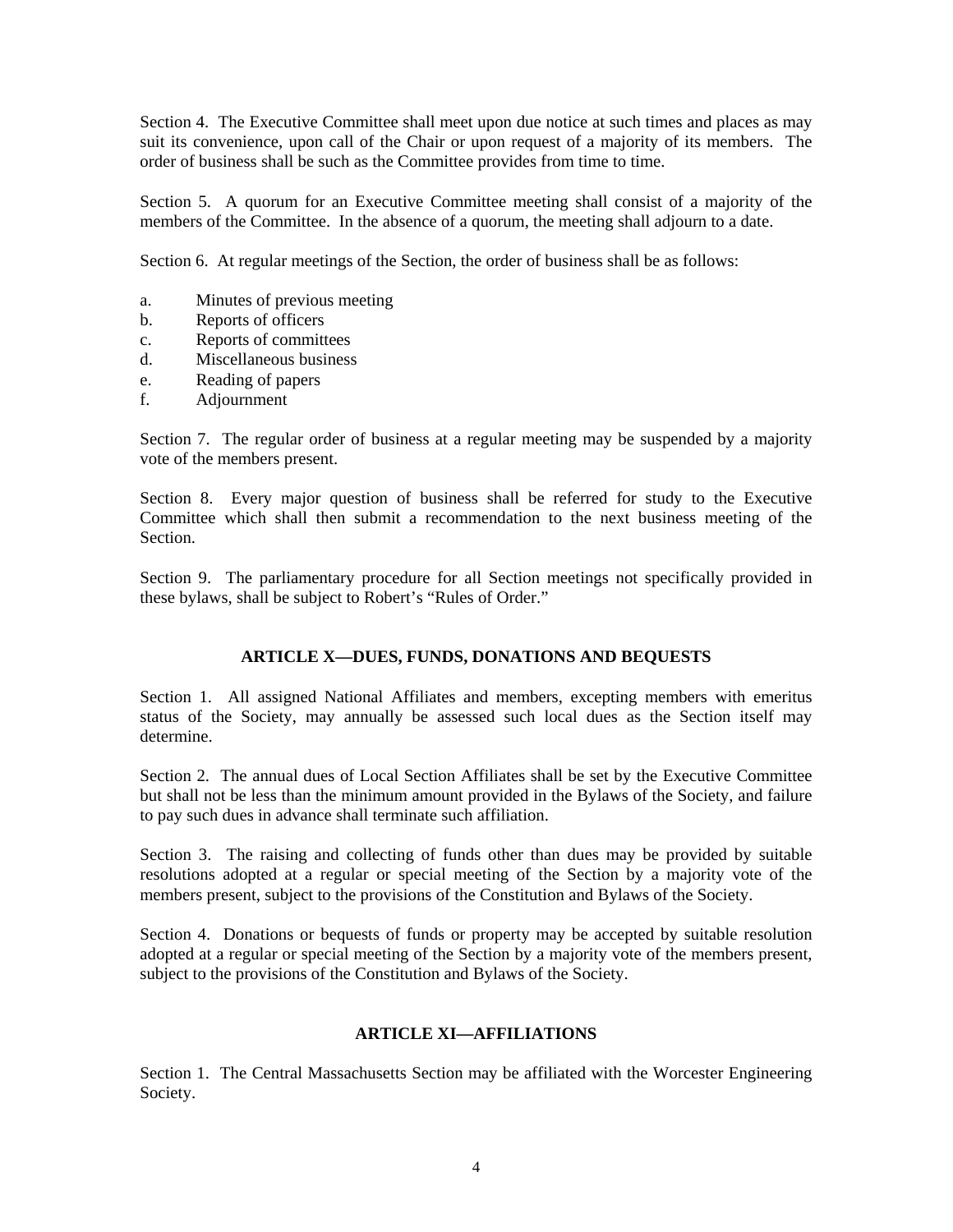Section 4. The Executive Committee shall meet upon due notice at such times and places as may suit its convenience, upon call of the Chair or upon request of a majority of its members. The order of business shall be such as the Committee provides from time to time.

Section 5. A quorum for an Executive Committee meeting shall consist of a majority of the members of the Committee. In the absence of a quorum, the meeting shall adjourn to a date.

Section 6. At regular meetings of the Section, the order of business shall be as follows:

a. Minutes of previous meeting
b. Reports of officers
c. Reports of committees
d. Miscellaneous business
e. Reading of papers
f. Adjournment

Section 7. The regular order of business at a regular meeting may be suspended by a majority vote of the members present.

Section 8. Every major question of business shall be referred for study to the Executive Committee which shall then submit a recommendation to the next business meeting of the Section.

Section 9. The parliamentary procedure for all Section meetings not specifically provided in these bylaws, shall be subject to Robert's "Rules of Order."

## ARTICLE X—DUES, FUNDS, DONATIONS AND BEQUESTS

Section 1. All assigned National Affiliates and members, excepting members with emeritus status of the Society, may annually be assessed such local dues as the Section itself may determine.

Section 2. The annual dues of Local Section Affiliates shall be set by the Executive Committee but shall not be less than the minimum amount provided in the Bylaws of the Society, and failure to pay such dues in advance shall terminate such affiliation.

Section 3. The raising and collecting of funds other than dues may be provided by suitable resolutions adopted at a regular or special meeting of the Section by a majority vote of the members present, subject to the provisions of the Constitution and Bylaws of the Society.

Section 4. Donations or bequests of funds or property may be accepted by suitable resolution adopted at a regular or special meeting of the Section by a majority vote of the members present, subject to the provisions of the Constitution and Bylaws of the Society.

## ARTICLE XI—AFFILIATIONS

Section 1. The Central Massachusetts Section may be affiliated with the Worcester Engineering Society.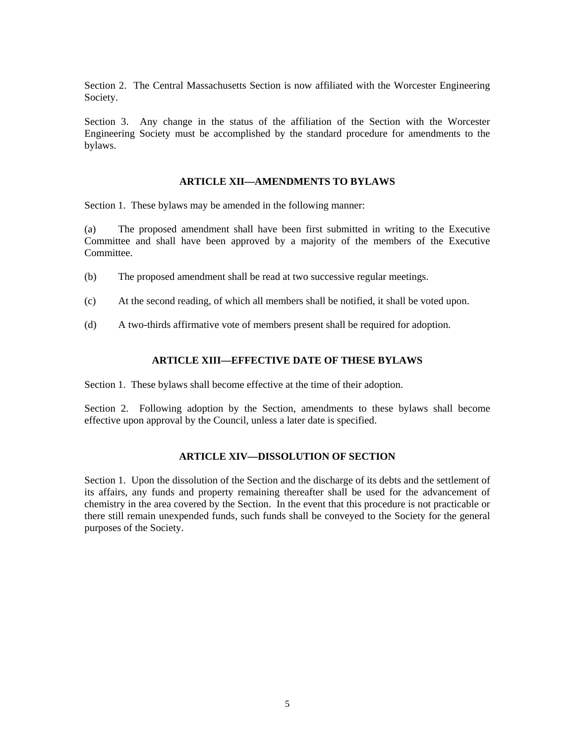Section 2. The Central Massachusetts Section is now affiliated with the Worcester Engineering Society.

Section 3. Any change in the status of the affiliation of the Section with the Worcester Engineering Society must be accomplished by the standard procedure for amendments to the bylaws.

## ARTICLE XII—AMENDMENTS TO BYLAWS

Section 1. These bylaws may be amended in the following manner:

(a) The proposed amendment shall have been first submitted in writing to the Executive Committee and shall have been approved by a majority of the members of the Executive Committee.

(b) The proposed amendment shall be read at two successive regular meetings.

(c) At the second reading, of which all members shall be notified, it shall be voted upon.

(d) A two-thirds affirmative vote of members present shall be required for adoption.

## ARTICLE XIII—EFFECTIVE DATE OF THESE BYLAWS

Section 1. These bylaws shall become effective at the time of their adoption.

Section 2. Following adoption by the Section, amendments to these bylaws shall become effective upon approval by the Council, unless a later date is specified.

## ARTICLE XIV—DISSOLUTION OF SECTION

Section 1. Upon the dissolution of the Section and the discharge of its debts and the settlement of its affairs, any funds and property remaining thereafter shall be used for the advancement of chemistry in the area covered by the Section. In the event that this procedure is not practicable or there still remain unexpended funds, such funds shall be conveyed to the Society for the general purposes of the Society.